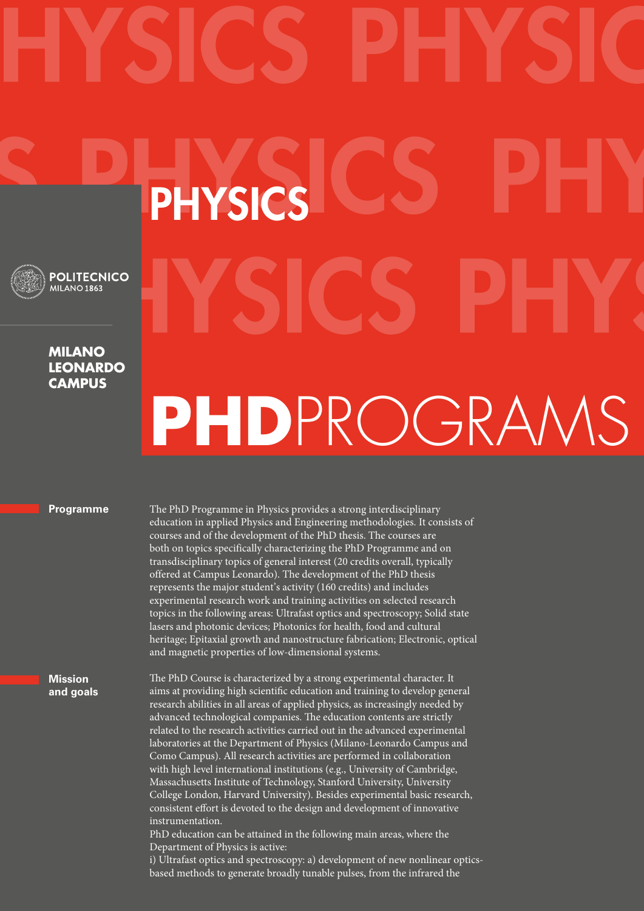# PHYSICS

POLITECNICO MILANO 1863

**MILANO LEONARDO CAMPUS**

# PHD PROGRAMS

## Programme

The PhD Programme in Physics provides a strong interdisciplinary education in applied Physics and Engineering methodologies. It consists of courses and of the development of the PhD thesis. The courses are both on topics specifically characterizing the PhD Programme and on transdisciplinary topics of general interest (20 credits overall, typically offered at Campus Leonardo). The development of the PhD thesis represents the major student's activity (160 credits) and includes experimental research work and training activities on selected research topics in the following areas: Ultrafast optics and spectroscopy; Solid state lasers and photonic devices; Photonics for health, food and cultural heritage; Epitaxial growth and nanostructure fabrication; Electronic, optical and magnetic properties of low-dimensional systems.

## Mission and goals

The PhD Course is characterized by a strong experimental character. It aims at providing high scientific education and training to develop general research abilities in all areas of applied physics, as increasingly needed by advanced technological companies. The education contents are strictly related to the research activities carried out in the advanced experimental laboratories at the Department of Physics (Milano-Leonardo Campus and Como Campus). All research activities are performed in collaboration with high level international institutions (e.g., University of Cambridge, Massachusetts Institute of Technology, Stanford University, University College London, Harvard University). Besides experimental basic research, consistent effort is devoted to the design and development of innovative instrumentation.

PhD education can be attained in the following main areas, where the Department of Physics is active:

i) Ultrafast optics and spectroscopy: a) development of new nonlinear optics-based methods to generate broadly tunable pulses, from the infrared the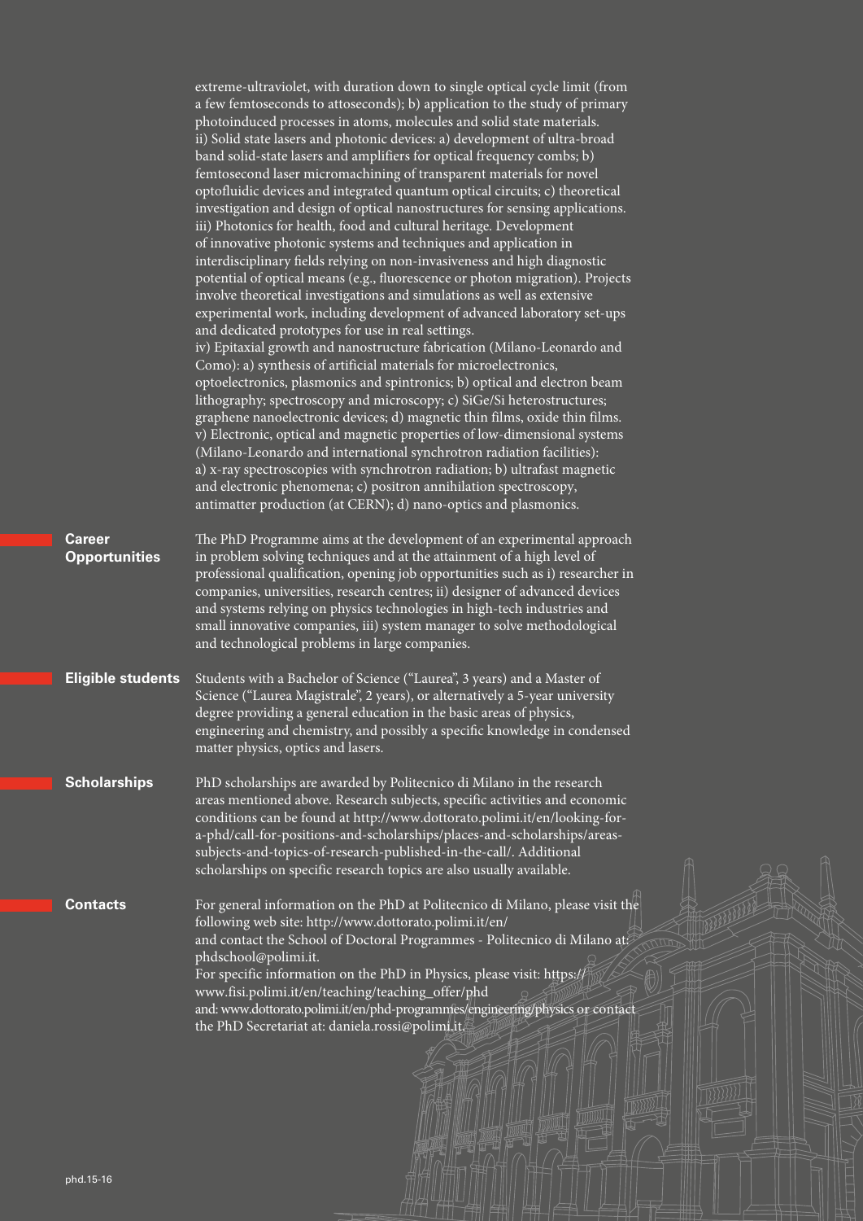extreme-ultraviolet, with duration down to single optical cycle limit (from a few femtoseconds to attoseconds); b) application to the study of primary photoinduced processes in atoms, molecules and solid state materials.
ii) Solid state lasers and photonic devices: a) development of ultra-broad band solid-state lasers and amplifiers for optical frequency combs; b) femtosecond laser micromachining of transparent materials for novel optofluidic devices and integrated quantum optical circuits; c) theoretical investigation and design of optical nanostructures for sensing applications.
iii) Photonics for health, food and cultural heritage. Development of innovative photonic systems and techniques and application in interdisciplinary fields relying on non-invasiveness and high diagnostic potential of optical means (e.g., fluorescence or photon migration). Projects involve theoretical investigations and simulations as well as extensive experimental work, including development of advanced laboratory set-ups and dedicated prototypes for use in real settings.
iv) Epitaxial growth and nanostructure fabrication (Milano-Leonardo and Como): a) synthesis of artificial materials for microelectronics, optoelectronics, plasmonics and spintronics; b) optical and electron beam lithography; spectroscopy and microscopy; c) SiGe/Si heterostructures; graphene nanoelectronic devices; d) magnetic thin films, oxide thin films.
v) Electronic, optical and magnetic properties of low-dimensional systems (Milano-Leonardo and international synchrotron radiation facilities): a) x-ray spectroscopies with synchrotron radiation; b) ultrafast magnetic and electronic phenomena; c) positron annihilation spectroscopy, antimatter production (at CERN); d) nano-optics and plasmonics.

## Career Opportunities

The PhD Programme aims at the development of an experimental approach in problem solving techniques and at the attainment of a high level of professional qualification, opening job opportunities such as i) researcher in companies, universities, research centres; ii) designer of advanced devices and systems relying on physics technologies in high-tech industries and small innovative companies, iii) system manager to solve methodological and technological problems in large companies.

## Eligible students

Students with a Bachelor of Science ("Laurea", 3 years) and a Master of Science ("Laurea Magistrale", 2 years), or alternatively a 5-year university degree providing a general education in the basic areas of physics, engineering and chemistry, and possibly a specific knowledge in condensed matter physics, optics and lasers.

## Scholarships

PhD scholarships are awarded by Politecnico di Milano in the research areas mentioned above. Research subjects, specific activities and economic conditions can be found at http://www.dottorato.polimi.it/en/looking-for-a-phd/call-for-positions-and-scholarships/places-and-scholarships/areas-subjects-and-topics-of-research-published-in-the-call/. Additional scholarships on specific research topics are also usually available.

## Contacts

For general information on the PhD at Politecnico di Milano, please visit the following web site: http://www.dottorato.polimi.it/en/
and contact the School of Doctoral Programmes - Politecnico di Milano at: phdschool@polimi.it.
For specific information on the PhD in Physics, please visit: https://www.fisi.polimi.it/en/teaching/teaching_offer/phd
and: www.dottorato.polimi.it/en/phd-programmes/engineering/physics or contact the PhD Secretariat at: daniela.rossi@polimi.it.